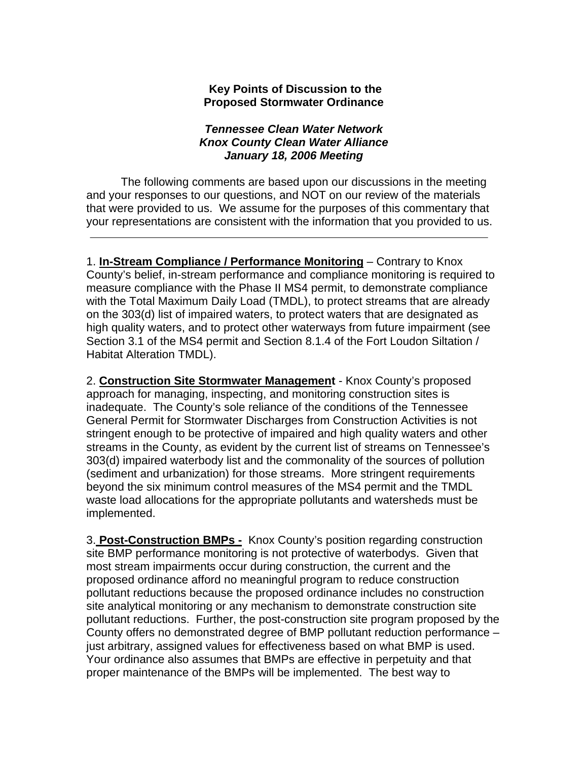**Key Points of Discussion to the Proposed Stormwater Ordinance**

***Tennessee Clean Water Network***
***Knox County Clean Water Alliance***
***January 18, 2006 Meeting***

The following comments are based upon our discussions in the meeting and your responses to our questions, and NOT on our review of the materials that were provided to us. We assume for the purposes of this commentary that your representations are consistent with the information that you provided to us.

---

1. **In-Stream Compliance / Performance Monitoring** – Contrary to Knox County's belief, in-stream performance and compliance monitoring is required to measure compliance with the Phase II MS4 permit, to demonstrate compliance with the Total Maximum Daily Load (TMDL), to protect streams that are already on the 303(d) list of impaired waters, to protect waters that are designated as high quality waters, and to protect other waterways from future impairment (see Section 3.1 of the MS4 permit and Section 8.1.4 of the Fort Loudon Siltation / Habitat Alteration TMDL).

2. **Construction Site Stormwater Management** - Knox County's proposed approach for managing, inspecting, and monitoring construction sites is inadequate. The County's sole reliance of the conditions of the Tennessee General Permit for Stormwater Discharges from Construction Activities is not stringent enough to be protective of impaired and high quality waters and other streams in the County, as evident by the current list of streams on Tennessee's 303(d) impaired waterbody list and the commonality of the sources of pollution (sediment and urbanization) for those streams. More stringent requirements beyond the six minimum control measures of the MS4 permit and the TMDL waste load allocations for the appropriate pollutants and watersheds must be implemented.

3. **Post-Construction BMPs -** Knox County's position regarding construction site BMP performance monitoring is not protective of waterbodys. Given that most stream impairments occur during construction, the current and the proposed ordinance afford no meaningful program to reduce construction pollutant reductions because the proposed ordinance includes no construction site analytical monitoring or any mechanism to demonstrate construction site pollutant reductions. Further, the post-construction site program proposed by the County offers no demonstrated degree of BMP pollutant reduction performance – just arbitrary, assigned values for effectiveness based on what BMP is used. Your ordinance also assumes that BMPs are effective in perpetuity and that proper maintenance of the BMPs will be implemented. The best way to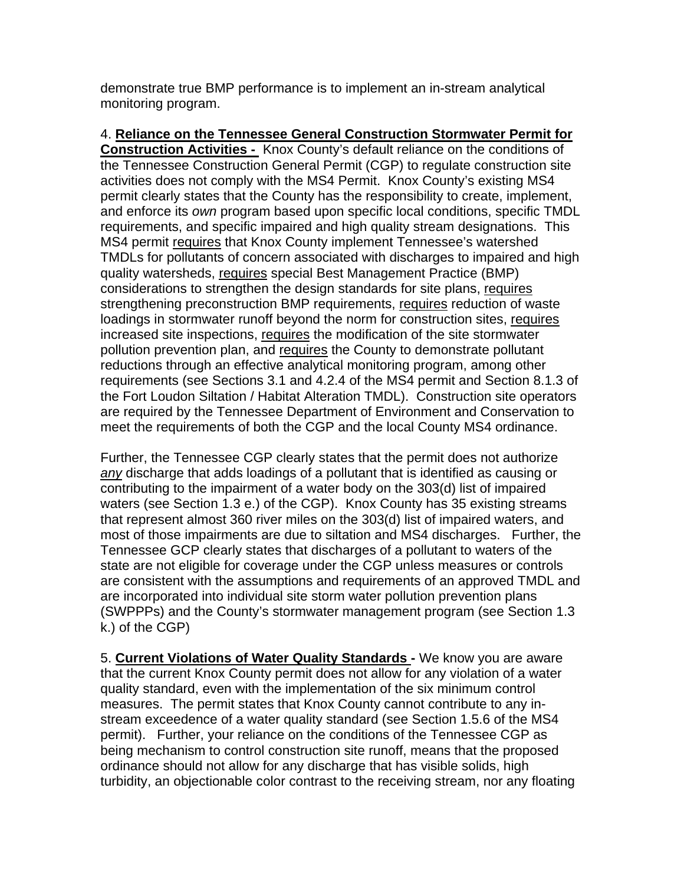demonstrate true BMP performance is to implement an in-stream analytical monitoring program.

4. **Reliance on the Tennessee General Construction Stormwater Permit for Construction Activities -** Knox County's default reliance on the conditions of the Tennessee Construction General Permit (CGP) to regulate construction site activities does not comply with the MS4 Permit. Knox County's existing MS4 permit clearly states that the County has the responsibility to create, implement, and enforce its *own* program based upon specific local conditions, specific TMDL requirements, and specific impaired and high quality stream designations. This MS4 permit requires that Knox County implement Tennessee's watershed TMDLs for pollutants of concern associated with discharges to impaired and high quality watersheds, requires special Best Management Practice (BMP) considerations to strengthen the design standards for site plans, requires strengthening preconstruction BMP requirements, requires reduction of waste loadings in stormwater runoff beyond the norm for construction sites, requires increased site inspections, requires the modification of the site stormwater pollution prevention plan, and requires the County to demonstrate pollutant reductions through an effective analytical monitoring program, among other requirements (see Sections 3.1 and 4.2.4 of the MS4 permit and Section 8.1.3 of the Fort Loudon Siltation / Habitat Alteration TMDL). Construction site operators are required by the Tennessee Department of Environment and Conservation to meet the requirements of both the CGP and the local County MS4 ordinance.

Further, the Tennessee CGP clearly states that the permit does not authorize *any* discharge that adds loadings of a pollutant that is identified as causing or contributing to the impairment of a water body on the 303(d) list of impaired waters (see Section 1.3 e.) of the CGP). Knox County has 35 existing streams that represent almost 360 river miles on the 303(d) list of impaired waters, and most of those impairments are due to siltation and MS4 discharges. Further, the Tennessee GCP clearly states that discharges of a pollutant to waters of the state are not eligible for coverage under the CGP unless measures or controls are consistent with the assumptions and requirements of an approved TMDL and are incorporated into individual site storm water pollution prevention plans (SWPPPs) and the County's stormwater management program (see Section 1.3 k.) of the CGP)

5. **Current Violations of Water Quality Standards -** We know you are aware that the current Knox County permit does not allow for any violation of a water quality standard, even with the implementation of the six minimum control measures. The permit states that Knox County cannot contribute to any in-stream exceedence of a water quality standard (see Section 1.5.6 of the MS4 permit). Further, your reliance on the conditions of the Tennessee CGP as being mechanism to control construction site runoff, means that the proposed ordinance should not allow for any discharge that has visible solids, high turbidity, an objectionable color contrast to the receiving stream, nor any floating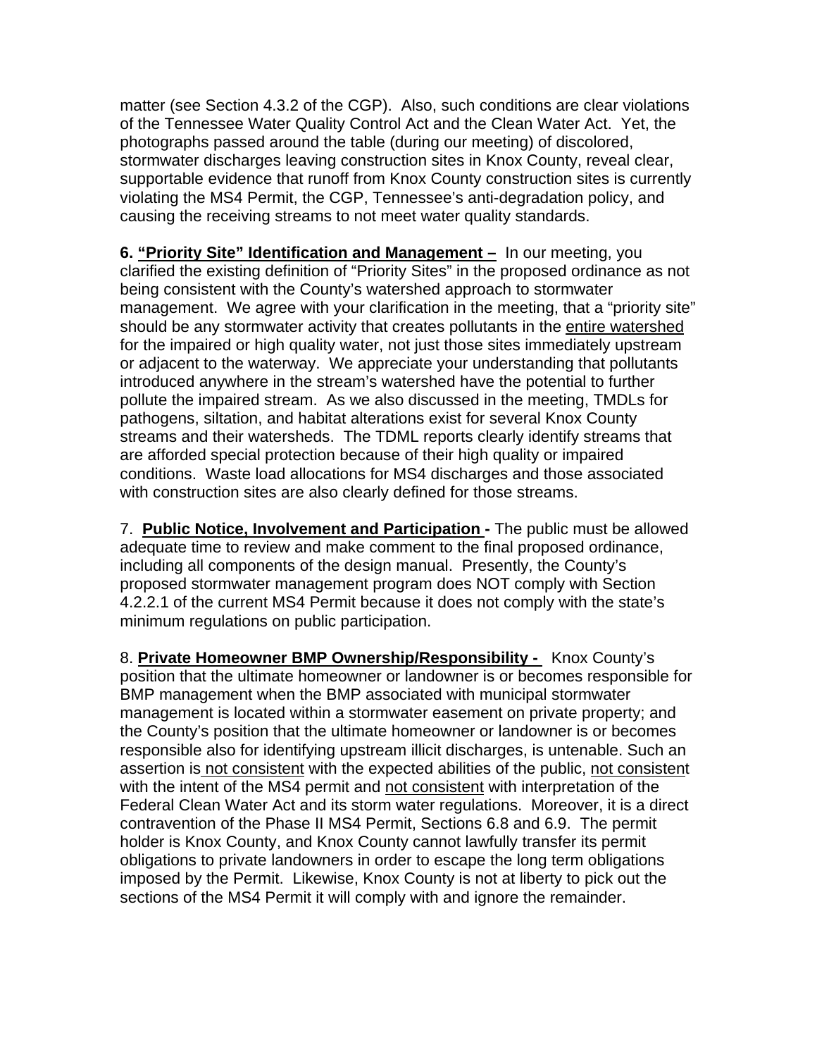matter (see Section 4.3.2 of the CGP). Also, such conditions are clear violations of the Tennessee Water Quality Control Act and the Clean Water Act. Yet, the photographs passed around the table (during our meeting) of discolored, stormwater discharges leaving construction sites in Knox County, reveal clear, supportable evidence that runoff from Knox County construction sites is currently violating the MS4 Permit, the CGP, Tennessee's anti-degradation policy, and causing the receiving streams to not meet water quality standards.

**6. "Priority Site" Identification and Management –** In our meeting, you clarified the existing definition of "Priority Sites" in the proposed ordinance as not being consistent with the County's watershed approach to stormwater management. We agree with your clarification in the meeting, that a "priority site" should be any stormwater activity that creates pollutants in the entire watershed for the impaired or high quality water, not just those sites immediately upstream or adjacent to the waterway. We appreciate your understanding that pollutants introduced anywhere in the stream's watershed have the potential to further pollute the impaired stream. As we also discussed in the meeting, TMDLs for pathogens, siltation, and habitat alterations exist for several Knox County streams and their watersheds. The TDML reports clearly identify streams that are afforded special protection because of their high quality or impaired conditions. Waste load allocations for MS4 discharges and those associated with construction sites are also clearly defined for those streams.

7. **Public Notice, Involvement and Participation -** The public must be allowed adequate time to review and make comment to the final proposed ordinance, including all components of the design manual. Presently, the County's proposed stormwater management program does NOT comply with Section 4.2.2.1 of the current MS4 Permit because it does not comply with the state's minimum regulations on public participation.

8. **Private Homeowner BMP Ownership/Responsibility -** Knox County's position that the ultimate homeowner or landowner is or becomes responsible for BMP management when the BMP associated with municipal stormwater management is located within a stormwater easement on private property; and the County's position that the ultimate homeowner or landowner is or becomes responsible also for identifying upstream illicit discharges, is untenable. Such an assertion is not consistent with the expected abilities of the public, not consistent with the intent of the MS4 permit and not consistent with interpretation of the Federal Clean Water Act and its storm water regulations. Moreover, it is a direct contravention of the Phase II MS4 Permit, Sections 6.8 and 6.9. The permit holder is Knox County, and Knox County cannot lawfully transfer its permit obligations to private landowners in order to escape the long term obligations imposed by the Permit. Likewise, Knox County is not at liberty to pick out the sections of the MS4 Permit it will comply with and ignore the remainder.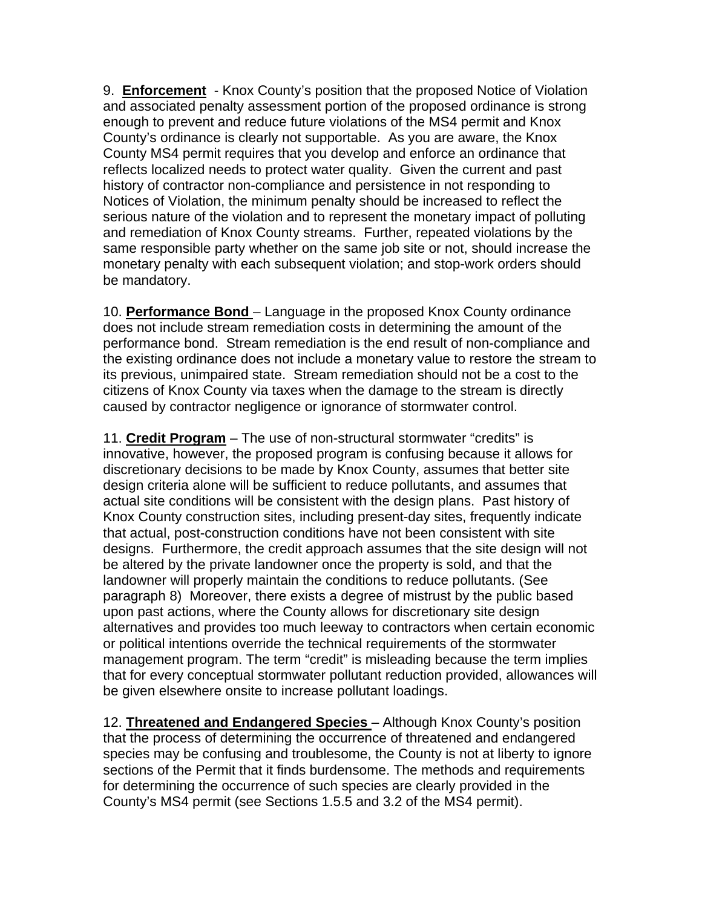9. **Enforcement** - Knox County's position that the proposed Notice of Violation and associated penalty assessment portion of the proposed ordinance is strong enough to prevent and reduce future violations of the MS4 permit and Knox County's ordinance is clearly not supportable. As you are aware, the Knox County MS4 permit requires that you develop and enforce an ordinance that reflects localized needs to protect water quality. Given the current and past history of contractor non-compliance and persistence in not responding to Notices of Violation, the minimum penalty should be increased to reflect the serious nature of the violation and to represent the monetary impact of polluting and remediation of Knox County streams. Further, repeated violations by the same responsible party whether on the same job site or not, should increase the monetary penalty with each subsequent violation; and stop-work orders should be mandatory.

10. **Performance Bond** – Language in the proposed Knox County ordinance does not include stream remediation costs in determining the amount of the performance bond. Stream remediation is the end result of non-compliance and the existing ordinance does not include a monetary value to restore the stream to its previous, unimpaired state. Stream remediation should not be a cost to the citizens of Knox County via taxes when the damage to the stream is directly caused by contractor negligence or ignorance of stormwater control.

11. **Credit Program** – The use of non-structural stormwater "credits" is innovative, however, the proposed program is confusing because it allows for discretionary decisions to be made by Knox County, assumes that better site design criteria alone will be sufficient to reduce pollutants, and assumes that actual site conditions will be consistent with the design plans. Past history of Knox County construction sites, including present-day sites, frequently indicate that actual, post-construction conditions have not been consistent with site designs. Furthermore, the credit approach assumes that the site design will not be altered by the private landowner once the property is sold, and that the landowner will properly maintain the conditions to reduce pollutants. (See paragraph 8) Moreover, there exists a degree of mistrust by the public based upon past actions, where the County allows for discretionary site design alternatives and provides too much leeway to contractors when certain economic or political intentions override the technical requirements of the stormwater management program. The term "credit" is misleading because the term implies that for every conceptual stormwater pollutant reduction provided, allowances will be given elsewhere onsite to increase pollutant loadings.

12. **Threatened and Endangered Species** – Although Knox County's position that the process of determining the occurrence of threatened and endangered species may be confusing and troublesome, the County is not at liberty to ignore sections of the Permit that it finds burdensome. The methods and requirements for determining the occurrence of such species are clearly provided in the County's MS4 permit (see Sections 1.5.5 and 3.2 of the MS4 permit).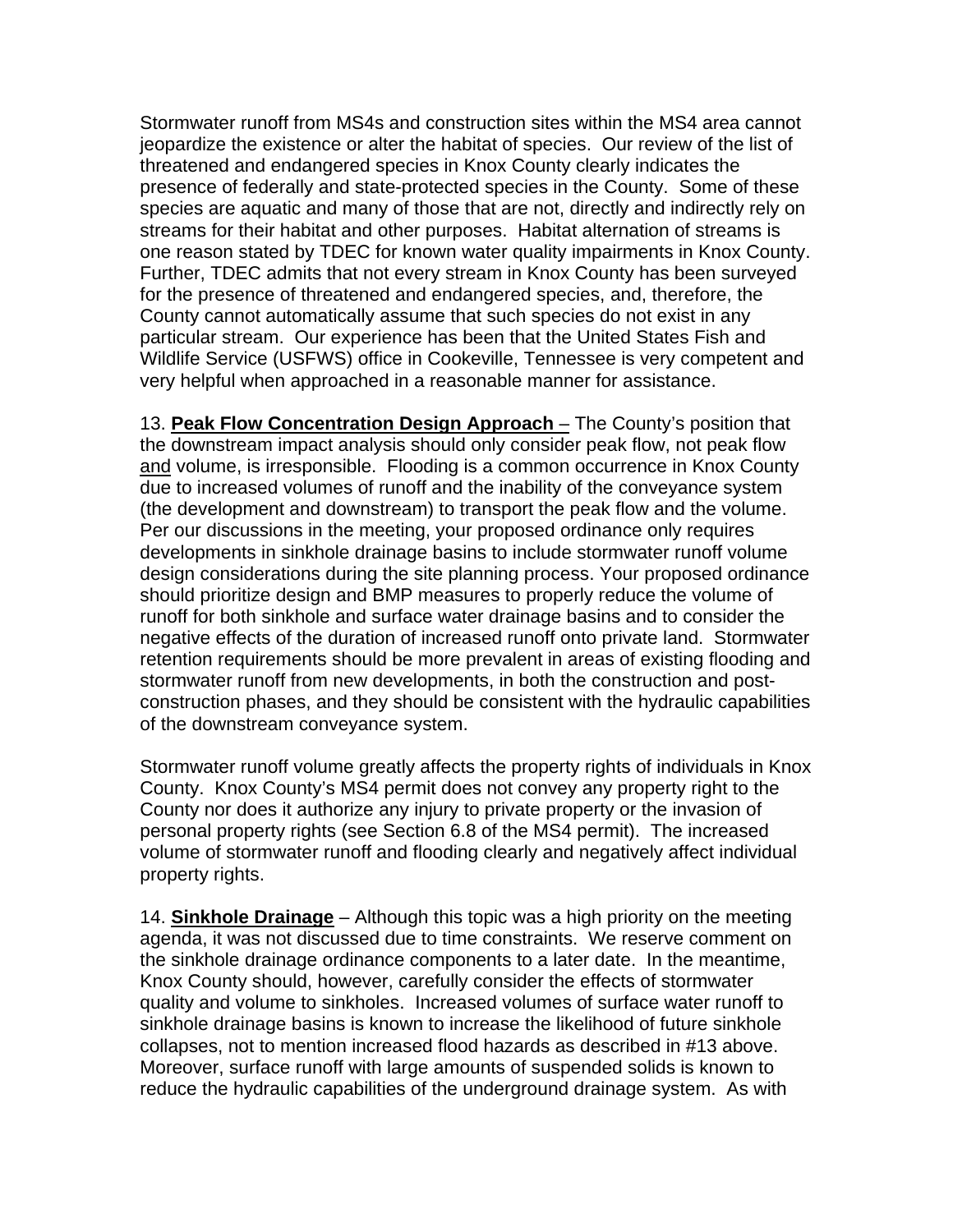Stormwater runoff from MS4s and construction sites within the MS4 area cannot jeopardize the existence or alter the habitat of species. Our review of the list of threatened and endangered species in Knox County clearly indicates the presence of federally and state-protected species in the County. Some of these species are aquatic and many of those that are not, directly and indirectly rely on streams for their habitat and other purposes. Habitat alternation of streams is one reason stated by TDEC for known water quality impairments in Knox County. Further, TDEC admits that not every stream in Knox County has been surveyed for the presence of threatened and endangered species, and, therefore, the County cannot automatically assume that such species do not exist in any particular stream. Our experience has been that the United States Fish and Wildlife Service (USFWS) office in Cookeville, Tennessee is very competent and very helpful when approached in a reasonable manner for assistance.

13. **<u>Peak Flow Concentration Design Approach</u>** – The County's position that the downstream impact analysis should only consider peak flow, not peak flow <u>and</u> volume, is irresponsible. Flooding is a common occurrence in Knox County due to increased volumes of runoff and the inability of the conveyance system (the development and downstream) to transport the peak flow and the volume. Per our discussions in the meeting, your proposed ordinance only requires developments in sinkhole drainage basins to include stormwater runoff volume design considerations during the site planning process. Your proposed ordinance should prioritize design and BMP measures to properly reduce the volume of runoff for both sinkhole and surface water drainage basins and to consider the negative effects of the duration of increased runoff onto private land. Stormwater retention requirements should be more prevalent in areas of existing flooding and stormwater runoff from new developments, in both the construction and post-construction phases, and they should be consistent with the hydraulic capabilities of the downstream conveyance system.

Stormwater runoff volume greatly affects the property rights of individuals in Knox County. Knox County's MS4 permit does not convey any property right to the County nor does it authorize any injury to private property or the invasion of personal property rights (see Section 6.8 of the MS4 permit). The increased volume of stormwater runoff and flooding clearly and negatively affect individual property rights.

14. **<u>Sinkhole Drainage</u>** – Although this topic was a high priority on the meeting agenda, it was not discussed due to time constraints. We reserve comment on the sinkhole drainage ordinance components to a later date. In the meantime, Knox County should, however, carefully consider the effects of stormwater quality and volume to sinkholes. Increased volumes of surface water runoff to sinkhole drainage basins is known to increase the likelihood of future sinkhole collapses, not to mention increased flood hazards as described in #13 above. Moreover, surface runoff with large amounts of suspended solids is known to reduce the hydraulic capabilities of the underground drainage system. As with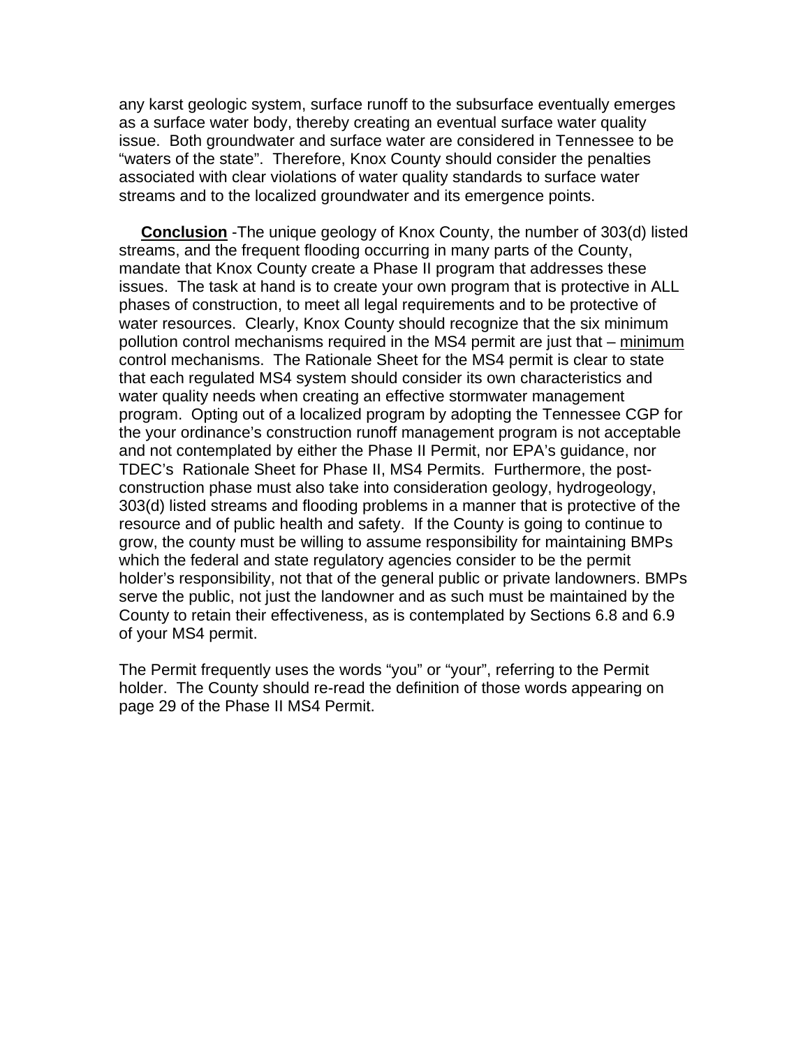any karst geologic system, surface runoff to the subsurface eventually emerges as a surface water body, thereby creating an eventual surface water quality issue. Both groundwater and surface water are considered in Tennessee to be "waters of the state". Therefore, Knox County should consider the penalties associated with clear violations of water quality standards to surface water streams and to the localized groundwater and its emergence points.

**Conclusion** -The unique geology of Knox County, the number of 303(d) listed streams, and the frequent flooding occurring in many parts of the County, mandate that Knox County create a Phase II program that addresses these issues. The task at hand is to create your own program that is protective in ALL phases of construction, to meet all legal requirements and to be protective of water resources. Clearly, Knox County should recognize that the six minimum pollution control mechanisms required in the MS4 permit are just that – minimum control mechanisms. The Rationale Sheet for the MS4 permit is clear to state that each regulated MS4 system should consider its own characteristics and water quality needs when creating an effective stormwater management program. Opting out of a localized program by adopting the Tennessee CGP for the your ordinance's construction runoff management program is not acceptable and not contemplated by either the Phase II Permit, nor EPA's guidance, nor TDEC's Rationale Sheet for Phase II, MS4 Permits. Furthermore, the post-construction phase must also take into consideration geology, hydrogeology, 303(d) listed streams and flooding problems in a manner that is protective of the resource and of public health and safety. If the County is going to continue to grow, the county must be willing to assume responsibility for maintaining BMPs which the federal and state regulatory agencies consider to be the permit holder's responsibility, not that of the general public or private landowners. BMPs serve the public, not just the landowner and as such must be maintained by the County to retain their effectiveness, as is contemplated by Sections 6.8 and 6.9 of your MS4 permit.

The Permit frequently uses the words "you" or "your", referring to the Permit holder. The County should re-read the definition of those words appearing on page 29 of the Phase II MS4 Permit.